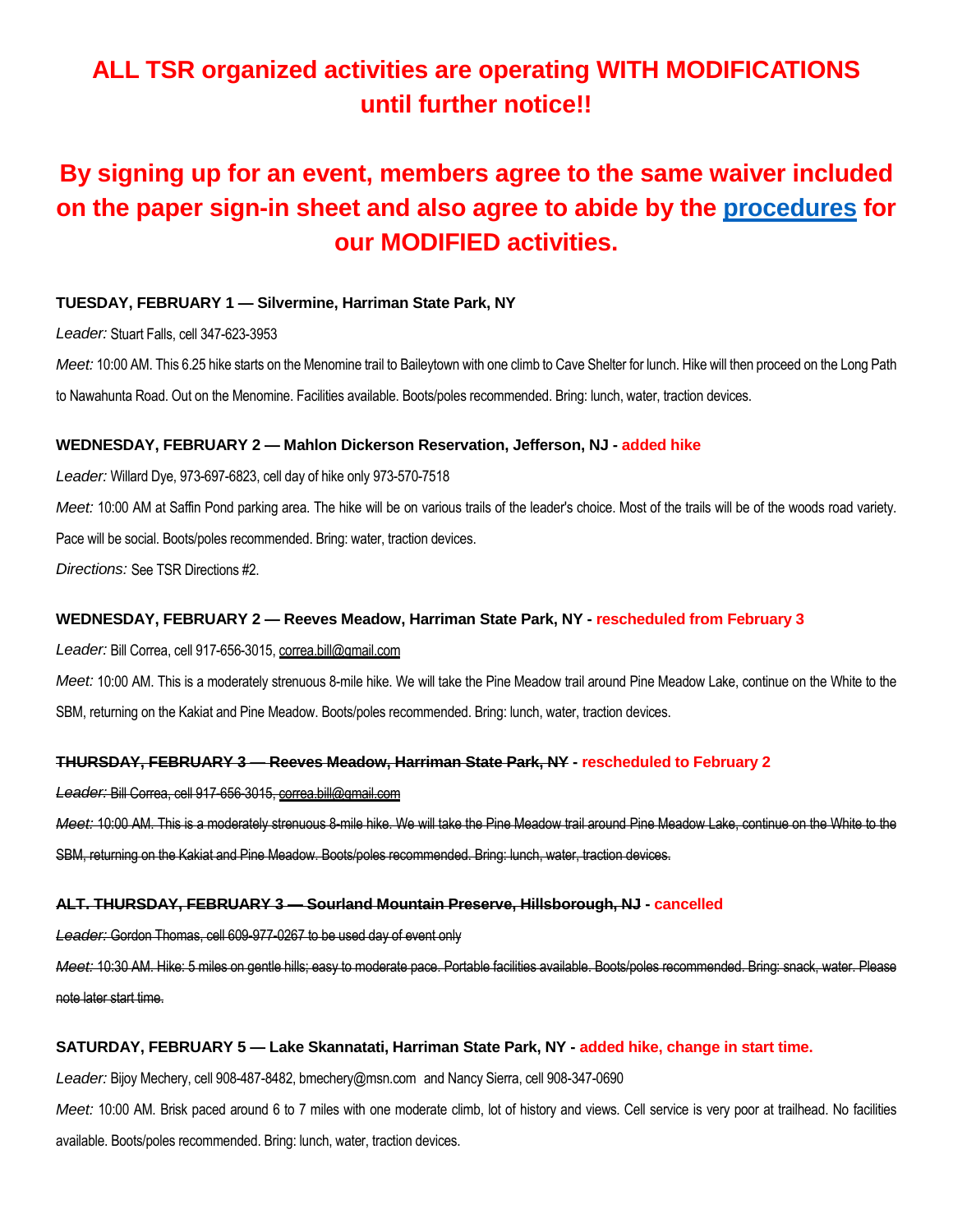# ALL TSR organized activities are operating WITH MODIFICATIONS until further notice!!

# By signing up for an event, members agree to the same waiver included on the paper sign-in sheet and also agree to abide by the procedures for our MODIFIED activities.

**TUESDAY, FEBRUARY 1 — Silvermine, Harriman State Park, NY**

*Leader:* Stuart Falls, cell 347-623-3953

*Meet:* 10:00 AM. This 6.25 hike starts on the Menomine trail to Baileytown with one climb to Cave Shelter for lunch. Hike will then proceed on the Long Path to Nawahunta Road. Out on the Menomine. Facilities available. Boots/poles recommended. Bring: lunch, water, traction devices.

**WEDNESDAY, FEBRUARY 2 — Mahlon Dickerson Reservation, Jefferson, NJ - added hike**

*Leader:* Willard Dye, 973-697-6823, cell day of hike only 973-570-7518

*Meet:* 10:00 AM at Saffin Pond parking area. The hike will be on various trails of the leader's choice. Most of the trails will be of the woods road variety. Pace will be social. Boots/poles recommended. Bring: water, traction devices.

*Directions:* See TSR Directions #2.

**WEDNESDAY, FEBRUARY 2 — Reeves Meadow, Harriman State Park, NY - rescheduled from February 3**

*Leader:* Bill Correa, cell 917-656-3015, correa.bill@gmail.com

*Meet:* 10:00 AM. This is a moderately strenuous 8-mile hike. We will take the Pine Meadow trail around Pine Meadow Lake, continue on the White to the SBM, returning on the Kakiat and Pine Meadow. Boots/poles recommended. Bring: lunch, water, traction devices.

**~~THURSDAY, FEBRUARY 3 — Reeves Meadow, Harriman State Park, NY~~ - rescheduled to February 2**

~~*Leader:* Bill Correa, cell 917-656-3015, correa.bill@gmail.com~~

~~*Meet:* 10:00 AM. This is a moderately strenuous 8-mile hike. We will take the Pine Meadow trail around Pine Meadow Lake, continue on the White to the SBM, returning on the Kakiat and Pine Meadow. Boots/poles recommended. Bring: lunch, water, traction devices.~~

**~~ALT. THURSDAY, FEBRUARY 3 — Sourland Mountain Preserve, Hillsborough, NJ~~ - cancelled**

~~*Leader:* Gordon Thomas, cell 609-977-0267 to be used day of event only~~

~~*Meet:* 10:30 AM. Hike: 5 miles on gentle hills; easy to moderate pace. Portable facilities available. Boots/poles recommended. Bring: snack, water. Please note later start time.~~

**SATURDAY, FEBRUARY 5 — Lake Skannatati, Harriman State Park, NY - added hike, change in start time.**

*Leader:* Bijoy Mechery, cell 908-487-8482, bmechery@msn.com and Nancy Sierra, cell 908-347-0690

*Meet:* 10:00 AM. Brisk paced around 6 to 7 miles with one moderate climb, lot of history and views. Cell service is very poor at trailhead. No facilities available. Boots/poles recommended. Bring: lunch, water, traction devices.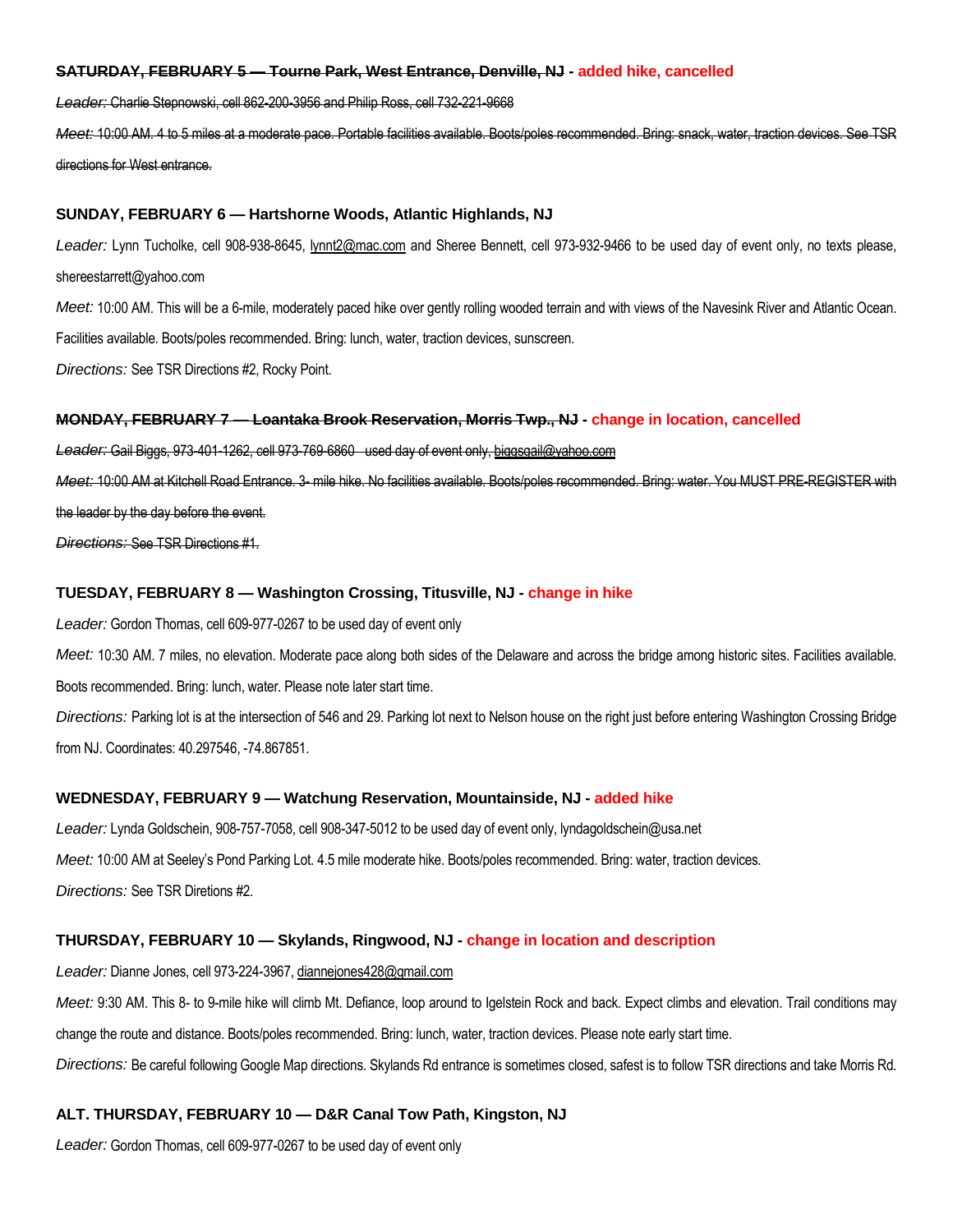**~~SATURDAY, FEBRUARY 5 — Tourne Park, West Entrance, Denville, NJ~~ - added hike, cancelled**

~~*Leader:* Charlie Stepnowski, cell 862-200-3956 and Philip Ross, cell 732-221-9668~~

~~*Meet:* 10:00 AM. 4 to 5 miles at a moderate pace. Portable facilities available. Boots/poles recommended. Bring: snack, water, traction devices. See TSR directions for West entrance.~~

**SUNDAY, FEBRUARY 6 — Hartshorne Woods, Atlantic Highlands, NJ**

*Leader:* Lynn Tucholke, cell 908-938-8645, lynnt2@mac.com and Sheree Bennett, cell 973-932-9466 to be used day of event only, no texts please, shereestarrett@yahoo.com

*Meet:* 10:00 AM. This will be a 6-mile, moderately paced hike over gently rolling wooded terrain and with views of the Navesink River and Atlantic Ocean. Facilities available. Boots/poles recommended. Bring: lunch, water, traction devices, sunscreen.

*Directions:* See TSR Directions #2, Rocky Point.

**~~MONDAY, FEBRUARY 7 — Loantaka Brook Reservation, Morris Twp., NJ~~ - change in location, cancelled**

~~*Leader:* Gail Biggs, 973-401-1262, cell 973-769-6860 used day of event only, biggsgail@yahoo.com~~

~~*Meet:* 10:00 AM at Kitchell Road Entrance. 3- mile hike. No facilities available. Boots/poles recommended. Bring: water. You MUST PRE-REGISTER with the leader by the day before the event.~~

~~*Directions:* See TSR Directions #1.~~

**TUESDAY, FEBRUARY 8 — Washington Crossing, Titusville, NJ - change in hike**

*Leader:* Gordon Thomas, cell 609-977-0267 to be used day of event only

*Meet:* 10:30 AM. 7 miles, no elevation. Moderate pace along both sides of the Delaware and across the bridge among historic sites. Facilities available. Boots recommended. Bring: lunch, water. Please note later start time.

*Directions:* Parking lot is at the intersection of 546 and 29. Parking lot next to Nelson house on the right just before entering Washington Crossing Bridge from NJ. Coordinates: 40.297546, -74.867851.

**WEDNESDAY, FEBRUARY 9 — Watchung Reservation, Mountainside, NJ - added hike**

*Leader:* Lynda Goldschein, 908-757-7058, cell 908-347-5012 to be used day of event only, lyndagoldschein@usa.net

*Meet:* 10:00 AM at Seeley's Pond Parking Lot. 4.5 mile moderate hike. Boots/poles recommended. Bring: water, traction devices.

*Directions:* See TSR Diretions #2.

**THURSDAY, FEBRUARY 10 — Skylands, Ringwood, NJ - change in location and description**

*Leader:* Dianne Jones, cell 973-224-3967, diannejones428@gmail.com

*Meet:* 9:30 AM. This 8- to 9-mile hike will climb Mt. Defiance, loop around to Igelstein Rock and back. Expect climbs and elevation. Trail conditions may change the route and distance. Boots/poles recommended. Bring: lunch, water, traction devices. Please note early start time.

*Directions:* Be careful following Google Map directions. Skylands Rd entrance is sometimes closed, safest is to follow TSR directions and take Morris Rd.

**ALT. THURSDAY, FEBRUARY 10 — D&R Canal Tow Path, Kingston, NJ**

*Leader:* Gordon Thomas, cell 609-977-0267 to be used day of event only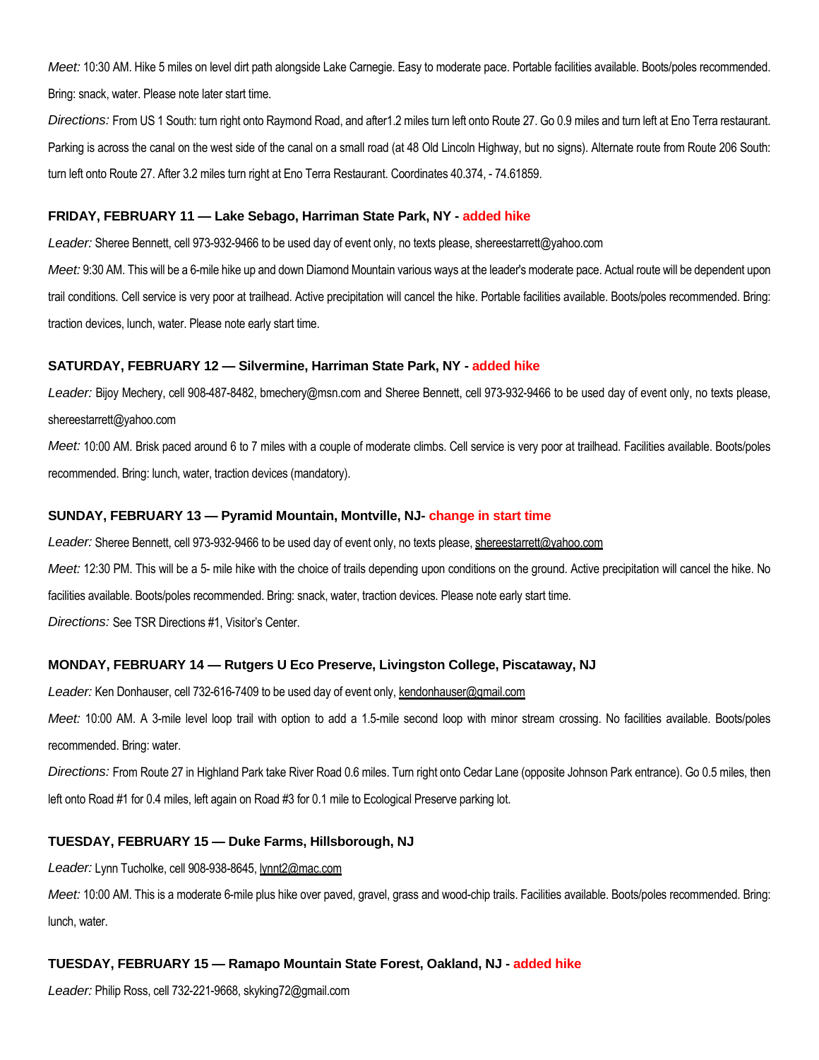*Meet:* 10:30 AM. Hike 5 miles on level dirt path alongside Lake Carnegie. Easy to moderate pace. Portable facilities available. Boots/poles recommended. Bring: snack, water. Please note later start time.

*Directions:* From US 1 South: turn right onto Raymond Road, and after1.2 miles turn left onto Route 27. Go 0.9 miles and turn left at Eno Terra restaurant. Parking is across the canal on the west side of the canal on a small road (at 48 Old Lincoln Highway, but no signs). Alternate route from Route 206 South: turn left onto Route 27. After 3.2 miles turn right at Eno Terra Restaurant. Coordinates 40.374, - 74.61859.

### FRIDAY, FEBRUARY 11 — Lake Sebago, Harriman State Park, NY - added hike

*Leader:* Sheree Bennett, cell 973-932-9466 to be used day of event only, no texts please, shereestarrett@yahoo.com

*Meet:* 9:30 AM. This will be a 6-mile hike up and down Diamond Mountain various ways at the leader's moderate pace. Actual route will be dependent upon trail conditions. Cell service is very poor at trailhead. Active precipitation will cancel the hike. Portable facilities available. Boots/poles recommended. Bring: traction devices, lunch, water. Please note early start time.

### SATURDAY, FEBRUARY 12 — Silvermine, Harriman State Park, NY - added hike

*Leader:* Bijoy Mechery, cell 908-487-8482, bmechery@msn.com and Sheree Bennett, cell 973-932-9466 to be used day of event only, no texts please, shereestarrett@yahoo.com

*Meet:* 10:00 AM. Brisk paced around 6 to 7 miles with a couple of moderate climbs. Cell service is very poor at trailhead. Facilities available. Boots/poles recommended. Bring: lunch, water, traction devices (mandatory).

### SUNDAY, FEBRUARY 13 — Pyramid Mountain, Montville, NJ- change in start time

*Leader:* Sheree Bennett, cell 973-932-9466 to be used day of event only, no texts please, shereestarrett@yahoo.com

*Meet:* 12:30 PM. This will be a 5- mile hike with the choice of trails depending upon conditions on the ground. Active precipitation will cancel the hike. No facilities available. Boots/poles recommended. Bring: snack, water, traction devices. Please note early start time.

*Directions:* See TSR Directions #1, Visitor's Center.

### MONDAY, FEBRUARY 14 — Rutgers U Eco Preserve, Livingston College, Piscataway, NJ

*Leader:* Ken Donhauser, cell 732-616-7409 to be used day of event only, kendonhauser@gmail.com

*Meet:* 10:00 AM. A 3-mile level loop trail with option to add a 1.5-mile second loop with minor stream crossing. No facilities available. Boots/poles recommended. Bring: water.

*Directions:* From Route 27 in Highland Park take River Road 0.6 miles. Turn right onto Cedar Lane (opposite Johnson Park entrance). Go 0.5 miles, then left onto Road #1 for 0.4 miles, left again on Road #3 for 0.1 mile to Ecological Preserve parking lot.

### TUESDAY, FEBRUARY 15 — Duke Farms, Hillsborough, NJ

*Leader:* Lynn Tucholke, cell 908-938-8645, lynnt2@mac.com

*Meet:* 10:00 AM. This is a moderate 6-mile plus hike over paved, gravel, grass and wood-chip trails. Facilities available. Boots/poles recommended. Bring: lunch, water.

### TUESDAY, FEBRUARY 15 — Ramapo Mountain State Forest, Oakland, NJ - added hike

*Leader:* Philip Ross, cell 732-221-9668, skyking72@gmail.com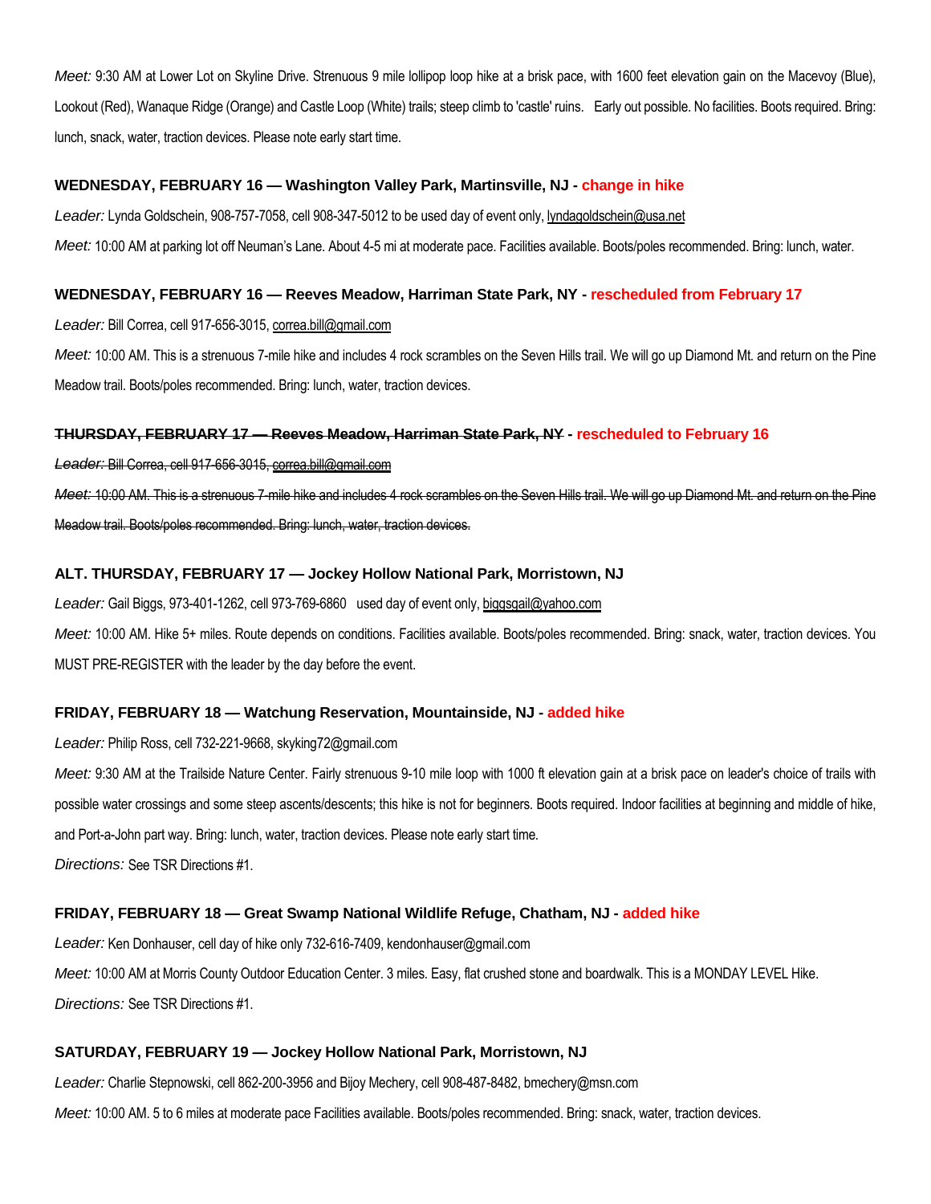*Meet:* 9:30 AM at Lower Lot on Skyline Drive. Strenuous 9 mile lollipop loop hike at a brisk pace, with 1600 feet elevation gain on the Macevoy (Blue), Lookout (Red), Wanaque Ridge (Orange) and Castle Loop (White) trails; steep climb to 'castle' ruins. Early out possible. No facilities. Boots required. Bring: lunch, snack, water, traction devices. Please note early start time.

**WEDNESDAY, FEBRUARY 16 — Washington Valley Park, Martinsville, NJ - change in hike**

*Leader:* Lynda Goldschein, 908-757-7058, cell 908-347-5012 to be used day of event only, lyndagoldschein@usa.net

*Meet:* 10:00 AM at parking lot off Neuman's Lane. About 4-5 mi at moderate pace. Facilities available. Boots/poles recommended. Bring: lunch, water.

**WEDNESDAY, FEBRUARY 16 — Reeves Meadow, Harriman State Park, NY - rescheduled from February 17**

*Leader:* Bill Correa, cell 917-656-3015, correa.bill@gmail.com

*Meet:* 10:00 AM. This is a strenuous 7-mile hike and includes 4 rock scrambles on the Seven Hills trail. We will go up Diamond Mt. and return on the Pine Meadow trail. Boots/poles recommended. Bring: lunch, water, traction devices.

**~~THURSDAY, FEBRUARY 17 — Reeves Meadow, Harriman State Park, NY~~ - rescheduled to February 16**

~~*Leader:* Bill Correa, cell 917-656-3015, correa.bill@gmail.com~~

~~*Meet:* 10:00 AM. This is a strenuous 7-mile hike and includes 4 rock scrambles on the Seven Hills trail. We will go up Diamond Mt. and return on the Pine Meadow trail. Boots/poles recommended. Bring: lunch, water, traction devices.~~

**ALT. THURSDAY, FEBRUARY 17 — Jockey Hollow National Park, Morristown, NJ**

*Leader:* Gail Biggs, 973-401-1262, cell 973-769-6860 used day of event only, biggsgail@yahoo.com

*Meet:* 10:00 AM. Hike 5+ miles. Route depends on conditions. Facilities available. Boots/poles recommended. Bring: snack, water, traction devices. You MUST PRE-REGISTER with the leader by the day before the event.

**FRIDAY, FEBRUARY 18 — Watchung Reservation, Mountainside, NJ - added hike**

*Leader:* Philip Ross, cell 732-221-9668, skyking72@gmail.com

*Meet:* 9:30 AM at the Trailside Nature Center. Fairly strenuous 9-10 mile loop with 1000 ft elevation gain at a brisk pace on leader's choice of trails with possible water crossings and some steep ascents/descents; this hike is not for beginners. Boots required. Indoor facilities at beginning and middle of hike, and Port-a-John part way. Bring: lunch, water, traction devices. Please note early start time.

*Directions:* See TSR Directions #1.

**FRIDAY, FEBRUARY 18 — Great Swamp National Wildlife Refuge, Chatham, NJ - added hike**

*Leader:* Ken Donhauser, cell day of hike only 732-616-7409, kendonhauser@gmail.com

*Meet:* 10:00 AM at Morris County Outdoor Education Center. 3 miles. Easy, flat crushed stone and boardwalk. This is a MONDAY LEVEL Hike.

*Directions:* See TSR Directions #1.

**SATURDAY, FEBRUARY 19 — Jockey Hollow National Park, Morristown, NJ**

*Leader:* Charlie Stepnowski, cell 862-200-3956 and Bijoy Mechery, cell 908-487-8482, bmechery@msn.com

*Meet:* 10:00 AM. 5 to 6 miles at moderate pace Facilities available. Boots/poles recommended. Bring: snack, water, traction devices.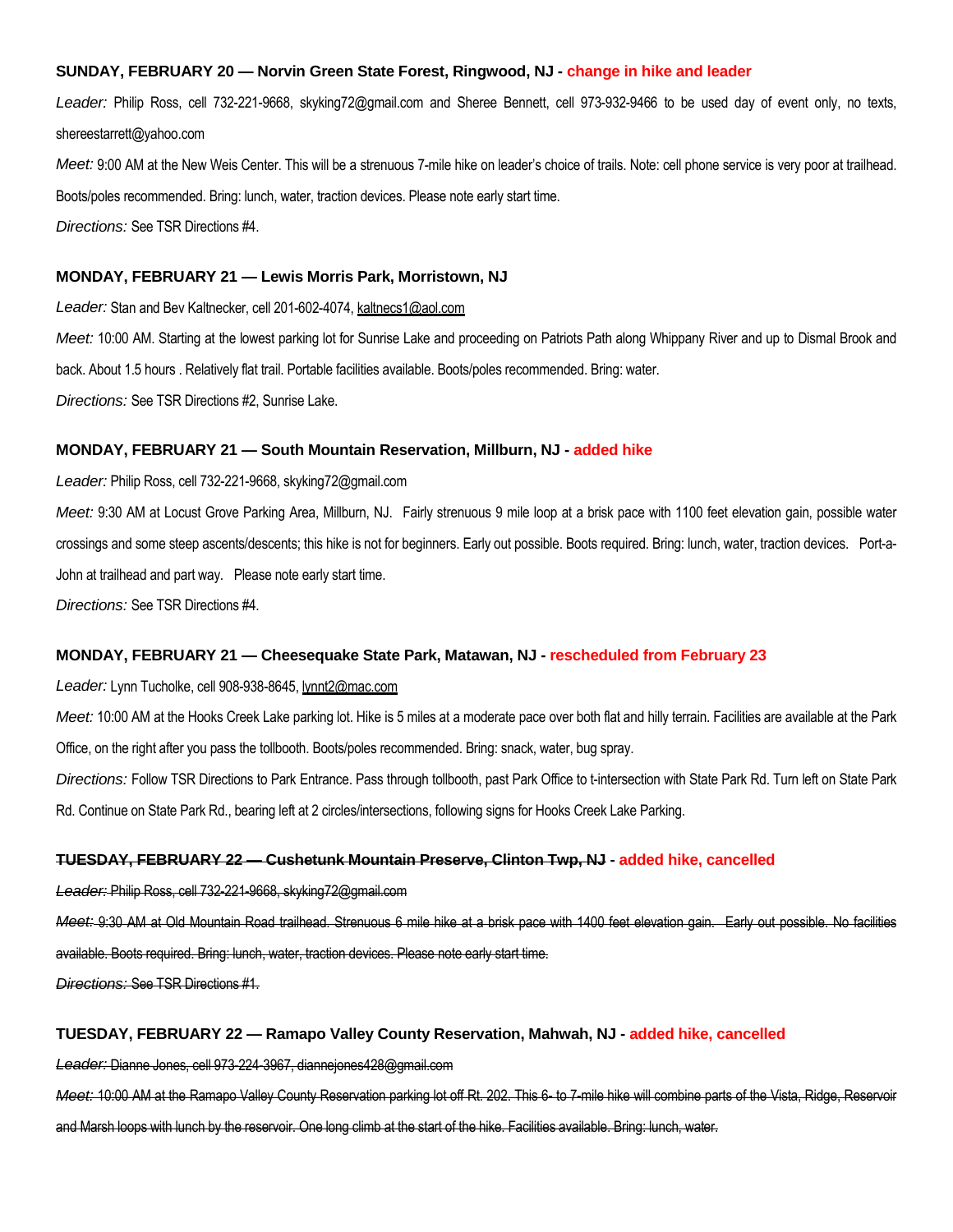**SUNDAY, FEBRUARY 20 — Norvin Green State Forest, Ringwood, NJ - change in hike and leader**

*Leader:* Philip Ross, cell 732-221-9668, skyking72@gmail.com and Sheree Bennett, cell 973-932-9466 to be used day of event only, no texts, shereestarrett@yahoo.com

*Meet:* 9:00 AM at the New Weis Center. This will be a strenuous 7-mile hike on leader's choice of trails. Note: cell phone service is very poor at trailhead. Boots/poles recommended. Bring: lunch, water, traction devices. Please note early start time.

*Directions:* See TSR Directions #4.

**MONDAY, FEBRUARY 21 — Lewis Morris Park, Morristown, NJ**

*Leader:* Stan and Bev Kaltnecker, cell 201-602-4074, kaltnecs1@aol.com

*Meet:* 10:00 AM. Starting at the lowest parking lot for Sunrise Lake and proceeding on Patriots Path along Whippany River and up to Dismal Brook and back. About 1.5 hours . Relatively flat trail. Portable facilities available. Boots/poles recommended. Bring: water.

*Directions:* See TSR Directions #2, Sunrise Lake.

**MONDAY, FEBRUARY 21 — South Mountain Reservation, Millburn, NJ - added hike**

*Leader:* Philip Ross, cell 732-221-9668, skyking72@gmail.com

*Meet:* 9:30 AM at Locust Grove Parking Area, Millburn, NJ. Fairly strenuous 9 mile loop at a brisk pace with 1100 feet elevation gain, possible water crossings and some steep ascents/descents; this hike is not for beginners. Early out possible. Boots required. Bring: lunch, water, traction devices. Port-a-John at trailhead and part way. Please note early start time.

*Directions:* See TSR Directions #4.

**MONDAY, FEBRUARY 21 — Cheesequake State Park, Matawan, NJ - rescheduled from February 23**

*Leader:* Lynn Tucholke, cell 908-938-8645, lynnt2@mac.com

*Meet:* 10:00 AM at the Hooks Creek Lake parking lot. Hike is 5 miles at a moderate pace over both flat and hilly terrain. Facilities are available at the Park Office, on the right after you pass the tollbooth. Boots/poles recommended. Bring: snack, water, bug spray.

*Directions:* Follow TSR Directions to Park Entrance. Pass through tollbooth, past Park Office to t-intersection with State Park Rd. Turn left on State Park Rd. Continue on State Park Rd., bearing left at 2 circles/intersections, following signs for Hooks Creek Lake Parking.

~~**TUESDAY, FEBRUARY 22 — Cushetunk Mountain Preserve, Clinton Twp, NJ**~~ **- added hike, cancelled**

~~*Leader:* Philip Ross, cell 732-221-9668, skyking72@gmail.com~~

~~*Meet:* 9:30 AM at Old Mountain Road trailhead. Strenuous 6 mile hike at a brisk pace with 1400 feet elevation gain. Early out possible. No facilities available. Boots required. Bring: lunch, water, traction devices. Please note early start time.~~

~~*Directions:* See TSR Directions #1.~~

**TUESDAY, FEBRUARY 22 — Ramapo Valley County Reservation, Mahwah, NJ - added hike, cancelled**

~~*Leader:* Dianne Jones, cell 973-224-3967, diannejones428@gmail.com~~

~~*Meet:* 10:00 AM at the Ramapo Valley County Reservation parking lot off Rt. 202. This 6- to 7-mile hike will combine parts of the Vista, Ridge, Reservoir and Marsh loops with lunch by the reservoir. One long climb at the start of the hike. Facilities available. Bring: lunch, water.~~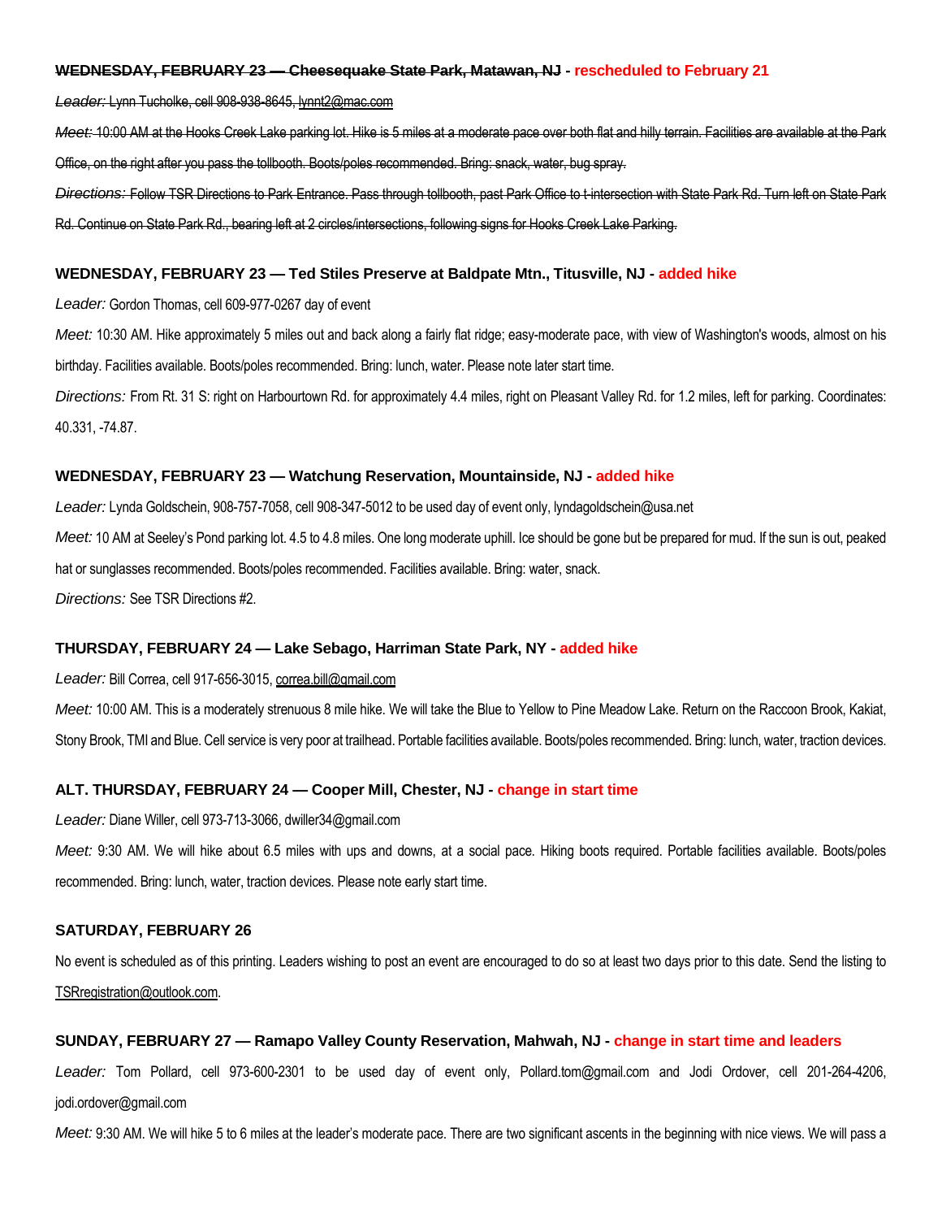**~~WEDNESDAY, FEBRUARY 23 — Cheesequake State Park, Matawan, NJ~~ - rescheduled to February 21**

~~*Leader:* Lynn Tucholke, cell 908-938-8645, lynnt2@mac.com~~

~~*Meet:* 10:00 AM at the Hooks Creek Lake parking lot. Hike is 5 miles at a moderate pace over both flat and hilly terrain. Facilities are available at the Park Office, on the right after you pass the tollbooth. Boots/poles recommended. Bring: snack, water, bug spray.~~

~~*Directions:* Follow TSR Directions to Park Entrance. Pass through tollbooth, past Park Office to t-intersection with State Park Rd. Turn left on State Park Rd. Continue on State Park Rd., bearing left at 2 circles/intersections, following signs for Hooks Creek Lake Parking.~~

**WEDNESDAY, FEBRUARY 23 — Ted Stiles Preserve at Baldpate Mtn., Titusville, NJ - added hike**

*Leader:* Gordon Thomas, cell 609-977-0267 day of event

*Meet:* 10:30 AM. Hike approximately 5 miles out and back along a fairly flat ridge; easy-moderate pace, with view of Washington's woods, almost on his birthday. Facilities available. Boots/poles recommended. Bring: lunch, water. Please note later start time.

*Directions:* From Rt. 31 S: right on Harbourtown Rd. for approximately 4.4 miles, right on Pleasant Valley Rd. for 1.2 miles, left for parking. Coordinates: 40.331, -74.87.

**WEDNESDAY, FEBRUARY 23 — Watchung Reservation, Mountainside, NJ - added hike**

*Leader:* Lynda Goldschein, 908-757-7058, cell 908-347-5012 to be used day of event only, lyndagoldschein@usa.net

*Meet:* 10 AM at Seeley's Pond parking lot. 4.5 to 4.8 miles. One long moderate uphill. Ice should be gone but be prepared for mud. If the sun is out, peaked hat or sunglasses recommended. Boots/poles recommended. Facilities available. Bring: water, snack.

*Directions:* See TSR Directions #2.

**THURSDAY, FEBRUARY 24 — Lake Sebago, Harriman State Park, NY - added hike**

*Leader:* Bill Correa, cell 917-656-3015, correa.bill@gmail.com

*Meet:* 10:00 AM. This is a moderately strenuous 8 mile hike. We will take the Blue to Yellow to Pine Meadow Lake. Return on the Raccoon Brook, Kakiat, Stony Brook, TMI and Blue. Cell service is very poor at trailhead. Portable facilities available. Boots/poles recommended. Bring: lunch, water, traction devices.

**ALT. THURSDAY, FEBRUARY 24 — Cooper Mill, Chester, NJ - change in start time**

*Leader:* Diane Willer, cell 973-713-3066, dwiller34@gmail.com

*Meet:* 9:30 AM. We will hike about 6.5 miles with ups and downs, at a social pace. Hiking boots required. Portable facilities available. Boots/poles recommended. Bring: lunch, water, traction devices. Please note early start time.

**SATURDAY, FEBRUARY 26**

No event is scheduled as of this printing. Leaders wishing to post an event are encouraged to do so at least two days prior to this date. Send the listing to TSRregistration@outlook.com.

**SUNDAY, FEBRUARY 27 — Ramapo Valley County Reservation, Mahwah, NJ - change in start time and leaders**

*Leader:* Tom Pollard, cell 973-600-2301 to be used day of event only, Pollard.tom@gmail.com and Jodi Ordover, cell 201-264-4206, jodi.ordover@gmail.com

*Meet:* 9:30 AM. We will hike 5 to 6 miles at the leader's moderate pace. There are two significant ascents in the beginning with nice views. We will pass a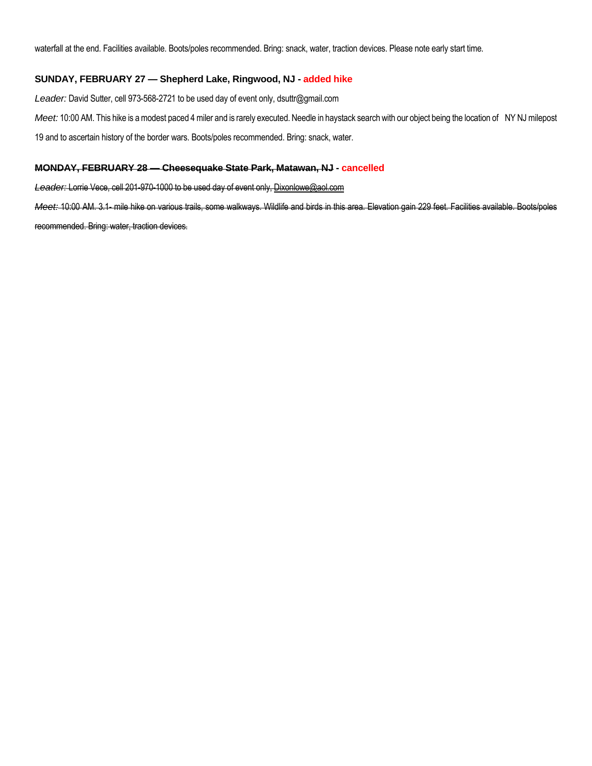waterfall at the end. Facilities available. Boots/poles recommended. Bring: snack, water, traction devices. Please note early start time.

### SUNDAY, FEBRUARY 27 — Shepherd Lake, Ringwood, NJ - added hike

*Leader:* David Sutter, cell 973-568-2721 to be used day of event only, dsuttr@gmail.com

*Meet:* 10:00 AM. This hike is a modest paced 4 miler and is rarely executed. Needle in haystack search with our object being the location of NY NJ milepost 19 and to ascertain history of the border wars. Boots/poles recommended. Bring: snack, water.

### ~~MONDAY, FEBRUARY 28 — Cheesequake State Park, Matawan, NJ~~ - cancelled

~~*Leader:* Lorrie Vece, cell 201-970-1000 to be used day of event only, Dixonlowe@aol.com~~

~~*Meet:* 10:00 AM. 3.1- mile hike on various trails, some walkways. Wildlife and birds in this area. Elevation gain 229 feet. Facilities available. Boots/poles recommended. Bring: water, traction devices.~~